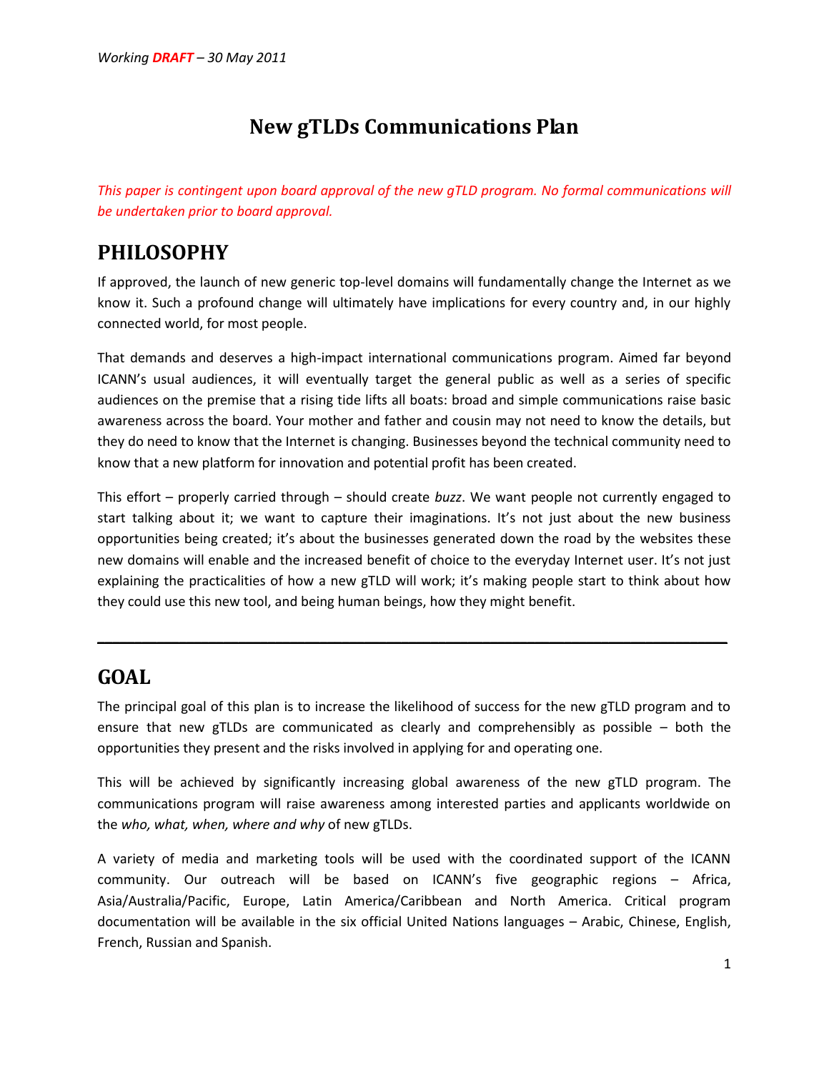*Working **DRAFT** – 30 May 2011*

# New gTLDs Communications Plan

*This paper is contingent upon board approval of the new gTLD program. No formal communications will be undertaken prior to board approval.*

## PHILOSOPHY

If approved, the launch of new generic top-level domains will fundamentally change the Internet as we know it. Such a profound change will ultimately have implications for every country and, in our highly connected world, for most people.

That demands and deserves a high-impact international communications program. Aimed far beyond ICANN's usual audiences, it will eventually target the general public as well as a series of specific audiences on the premise that a rising tide lifts all boats: broad and simple communications raise basic awareness across the board. Your mother and father and cousin may not need to know the details, but they do need to know that the Internet is changing. Businesses beyond the technical community need to know that a new platform for innovation and potential profit has been created.

This effort – properly carried through – should create *buzz*. We want people not currently engaged to start talking about it; we want to capture their imaginations. It's not just about the new business opportunities being created; it's about the businesses generated down the road by the websites these new domains will enable and the increased benefit of choice to the everyday Internet user. It's not just explaining the practicalities of how a new gTLD will work; it's making people start to think about how they could use this new tool, and being human beings, how they might benefit.

---

## GOAL

The principal goal of this plan is to increase the likelihood of success for the new gTLD program and to ensure that new gTLDs are communicated as clearly and comprehensibly as possible – both the opportunities they present and the risks involved in applying for and operating one.

This will be achieved by significantly increasing global awareness of the new gTLD program. The communications program will raise awareness among interested parties and applicants worldwide on the *who, what, when, where and why* of new gTLDs.

A variety of media and marketing tools will be used with the coordinated support of the ICANN community. Our outreach will be based on ICANN's five geographic regions – Africa, Asia/Australia/Pacific, Europe, Latin America/Caribbean and North America. Critical program documentation will be available in the six official United Nations languages – Arabic, Chinese, English, French, Russian and Spanish.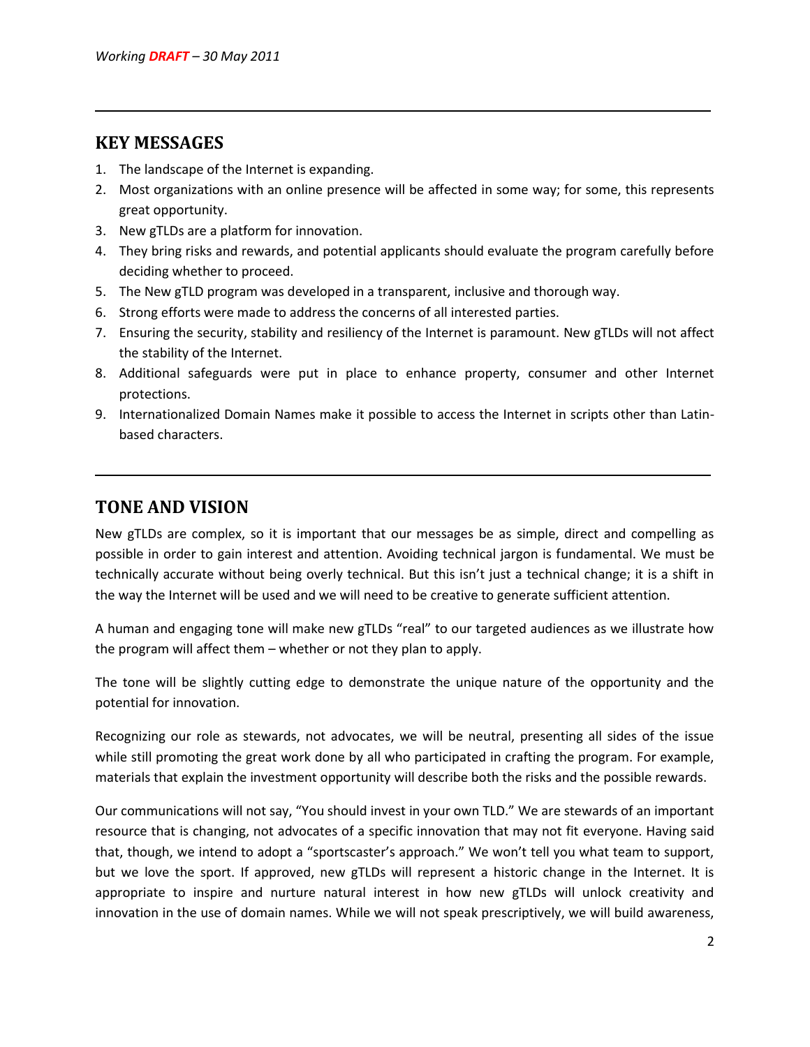## KEY MESSAGES

1. The landscape of the Internet is expanding.
2. Most organizations with an online presence will be affected in some way; for some, this represents great opportunity.
3. New gTLDs are a platform for innovation.
4. They bring risks and rewards, and potential applicants should evaluate the program carefully before deciding whether to proceed.
5. The New gTLD program was developed in a transparent, inclusive and thorough way.
6. Strong efforts were made to address the concerns of all interested parties.
7. Ensuring the security, stability and resiliency of the Internet is paramount. New gTLDs will not affect the stability of the Internet.
8. Additional safeguards were put in place to enhance property, consumer and other Internet protections.
9. Internationalized Domain Names make it possible to access the Internet in scripts other than Latin-based characters.

## TONE AND VISION

New gTLDs are complex, so it is important that our messages be as simple, direct and compelling as possible in order to gain interest and attention. Avoiding technical jargon is fundamental. We must be technically accurate without being overly technical. But this isn't just a technical change; it is a shift in the way the Internet will be used and we will need to be creative to generate sufficient attention.

A human and engaging tone will make new gTLDs "real" to our targeted audiences as we illustrate how the program will affect them – whether or not they plan to apply.

The tone will be slightly cutting edge to demonstrate the unique nature of the opportunity and the potential for innovation.

Recognizing our role as stewards, not advocates, we will be neutral, presenting all sides of the issue while still promoting the great work done by all who participated in crafting the program. For example, materials that explain the investment opportunity will describe both the risks and the possible rewards.

Our communications will not say, "You should invest in your own TLD." We are stewards of an important resource that is changing, not advocates of a specific innovation that may not fit everyone. Having said that, though, we intend to adopt a "sportscaster's approach." We won't tell you what team to support, but we love the sport. If approved, new gTLDs will represent a historic change in the Internet. It is appropriate to inspire and nurture natural interest in how new gTLDs will unlock creativity and innovation in the use of domain names. While we will not speak prescriptively, we will build awareness,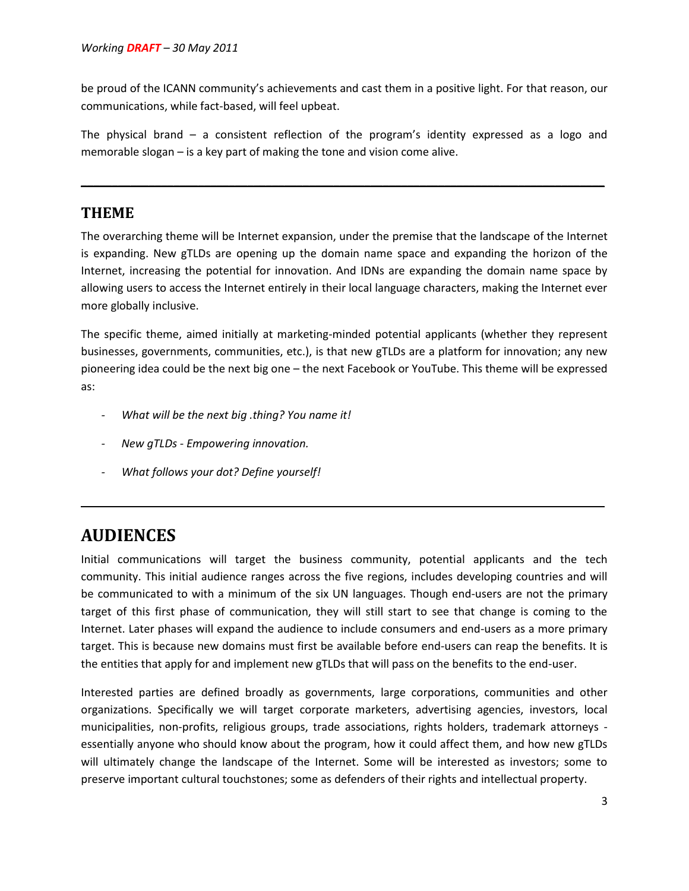be proud of the ICANN community's achievements and cast them in a positive light. For that reason, our communications, while fact-based, will feel upbeat.

The physical brand – a consistent reflection of the program's identity expressed as a logo and memorable slogan – is a key part of making the tone and vision come alive.

---

## THEME

The overarching theme will be Internet expansion, under the premise that the landscape of the Internet is expanding. New gTLDs are opening up the domain name space and expanding the horizon of the Internet, increasing the potential for innovation. And IDNs are expanding the domain name space by allowing users to access the Internet entirely in their local language characters, making the Internet ever more globally inclusive.

The specific theme, aimed initially at marketing-minded potential applicants (whether they represent businesses, governments, communities, etc.), is that new gTLDs are a platform for innovation; any new pioneering idea could be the next big one – the next Facebook or YouTube. This theme will be expressed as:

- *What will be the next big .thing? You name it!*
- *New gTLDs - Empowering innovation.*
- *What follows your dot? Define yourself!*

---

# AUDIENCES

Initial communications will target the business community, potential applicants and the tech community. This initial audience ranges across the five regions, includes developing countries and will be communicated to with a minimum of the six UN languages. Though end-users are not the primary target of this first phase of communication, they will still start to see that change is coming to the Internet. Later phases will expand the audience to include consumers and end-users as a more primary target. This is because new domains must first be available before end-users can reap the benefits. It is the entities that apply for and implement new gTLDs that will pass on the benefits to the end-user.

Interested parties are defined broadly as governments, large corporations, communities and other organizations. Specifically we will target corporate marketers, advertising agencies, investors, local municipalities, non-profits, religious groups, trade associations, rights holders, trademark attorneys - essentially anyone who should know about the program, how it could affect them, and how new gTLDs will ultimately change the landscape of the Internet. Some will be interested as investors; some to preserve important cultural touchstones; some as defenders of their rights and intellectual property.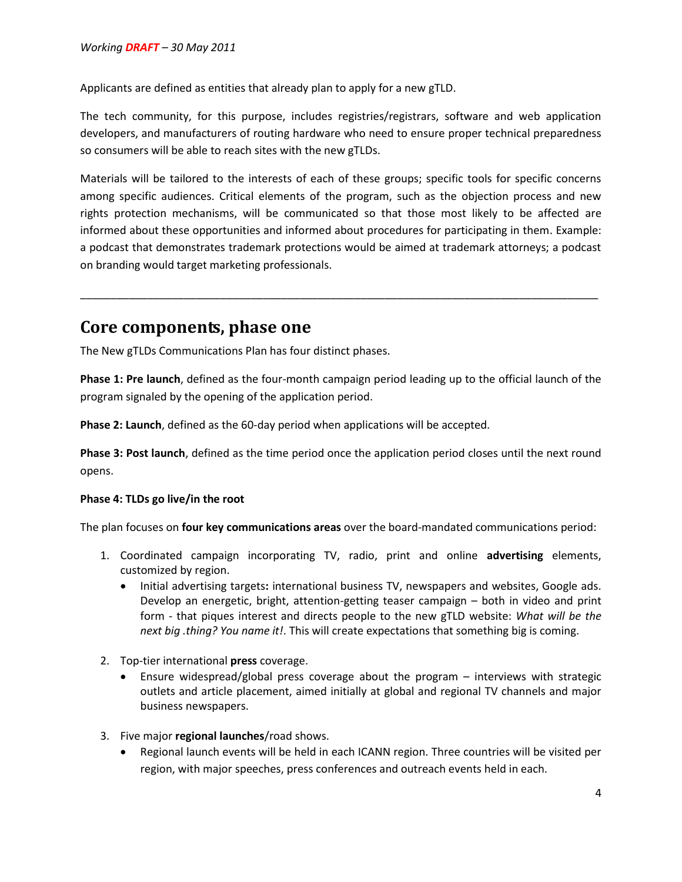Applicants are defined as entities that already plan to apply for a new gTLD.

The tech community, for this purpose, includes registries/registrars, software and web application developers, and manufacturers of routing hardware who need to ensure proper technical preparedness so consumers will be able to reach sites with the new gTLDs.

Materials will be tailored to the interests of each of these groups; specific tools for specific concerns among specific audiences. Critical elements of the program, such as the objection process and new rights protection mechanisms, will be communicated so that those most likely to be affected are informed about these opportunities and informed about procedures for participating in them. Example: a podcast that demonstrates trademark protections would be aimed at trademark attorneys; a podcast on branding would target marketing professionals.

---

# Core components, phase one

The New gTLDs Communications Plan has four distinct phases.

**Phase 1: Pre launch**, defined as the four-month campaign period leading up to the official launch of the program signaled by the opening of the application period.

**Phase 2: Launch**, defined as the 60-day period when applications will be accepted.

**Phase 3: Post launch**, defined as the time period once the application period closes until the next round opens.

**Phase 4: TLDs go live/in the root**

The plan focuses on **four key communications areas** over the board-mandated communications period:

1. Coordinated campaign incorporating TV, radio, print and online **advertising** elements, customized by region.
   - Initial advertising targets**:** international business TV, newspapers and websites, Google ads. Develop an energetic, bright, attention-getting teaser campaign – both in video and print form - that piques interest and directs people to the new gTLD website: *What will be the next big .thing? You name it!*. This will create expectations that something big is coming.

2. Top-tier international **press** coverage.
   - Ensure widespread/global press coverage about the program – interviews with strategic outlets and article placement, aimed initially at global and regional TV channels and major business newspapers.

3. Five major **regional launches**/road shows.
   - Regional launch events will be held in each ICANN region. Three countries will be visited per region, with major speeches, press conferences and outreach events held in each.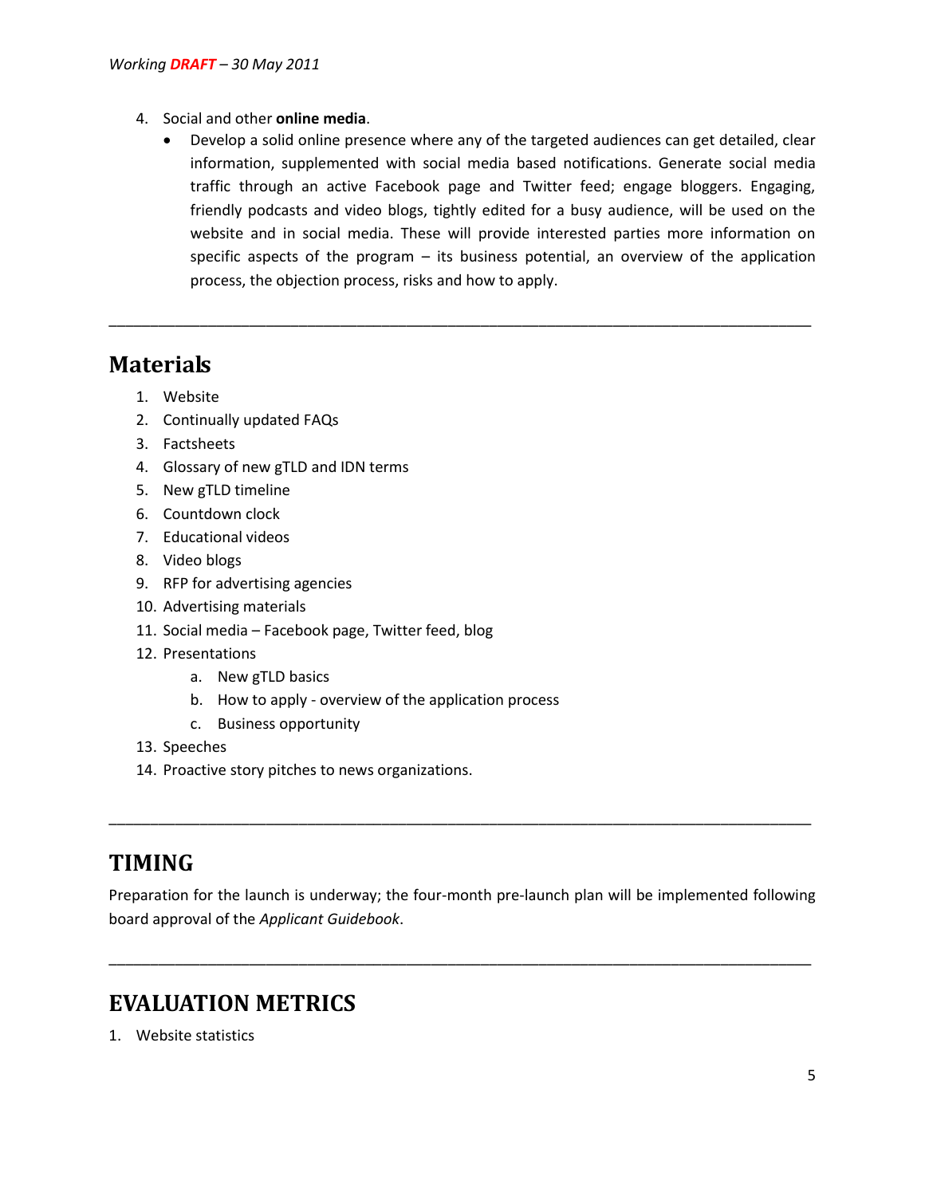4. Social and other **online media**.
   - Develop a solid online presence where any of the targeted audiences can get detailed, clear information, supplemented with social media based notifications. Generate social media traffic through an active Facebook page and Twitter feed; engage bloggers. Engaging, friendly podcasts and video blogs, tightly edited for a busy audience, will be used on the website and in social media. These will provide interested parties more information on specific aspects of the program – its business potential, an overview of the application process, the objection process, risks and how to apply.

---

## Materials

1. Website
2. Continually updated FAQs
3. Factsheets
4. Glossary of new gTLD and IDN terms
5. New gTLD timeline
6. Countdown clock
7. Educational videos
8. Video blogs
9. RFP for advertising agencies
10. Advertising materials
11. Social media – Facebook page, Twitter feed, blog
12. Presentations
    a. New gTLD basics
    b. How to apply - overview of the application process
    c. Business opportunity
13. Speeches
14. Proactive story pitches to news organizations.

---

## TIMING

Preparation for the launch is underway; the four-month pre-launch plan will be implemented following board approval of the *Applicant Guidebook*.

---

## EVALUATION METRICS

1. Website statistics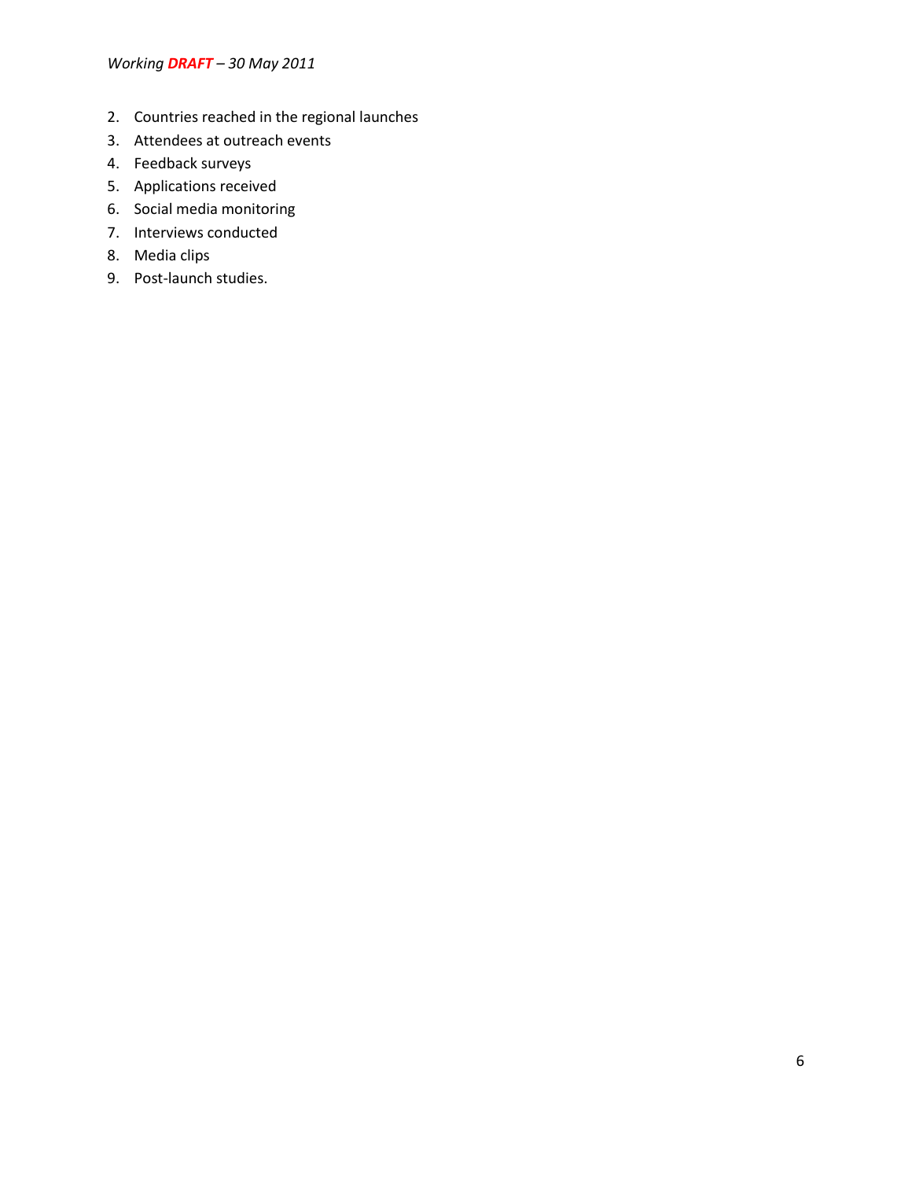2. Countries reached in the regional launches
3. Attendees at outreach events
4. Feedback surveys
5. Applications received
6. Social media monitoring
7. Interviews conducted
8. Media clips
9. Post-launch studies.